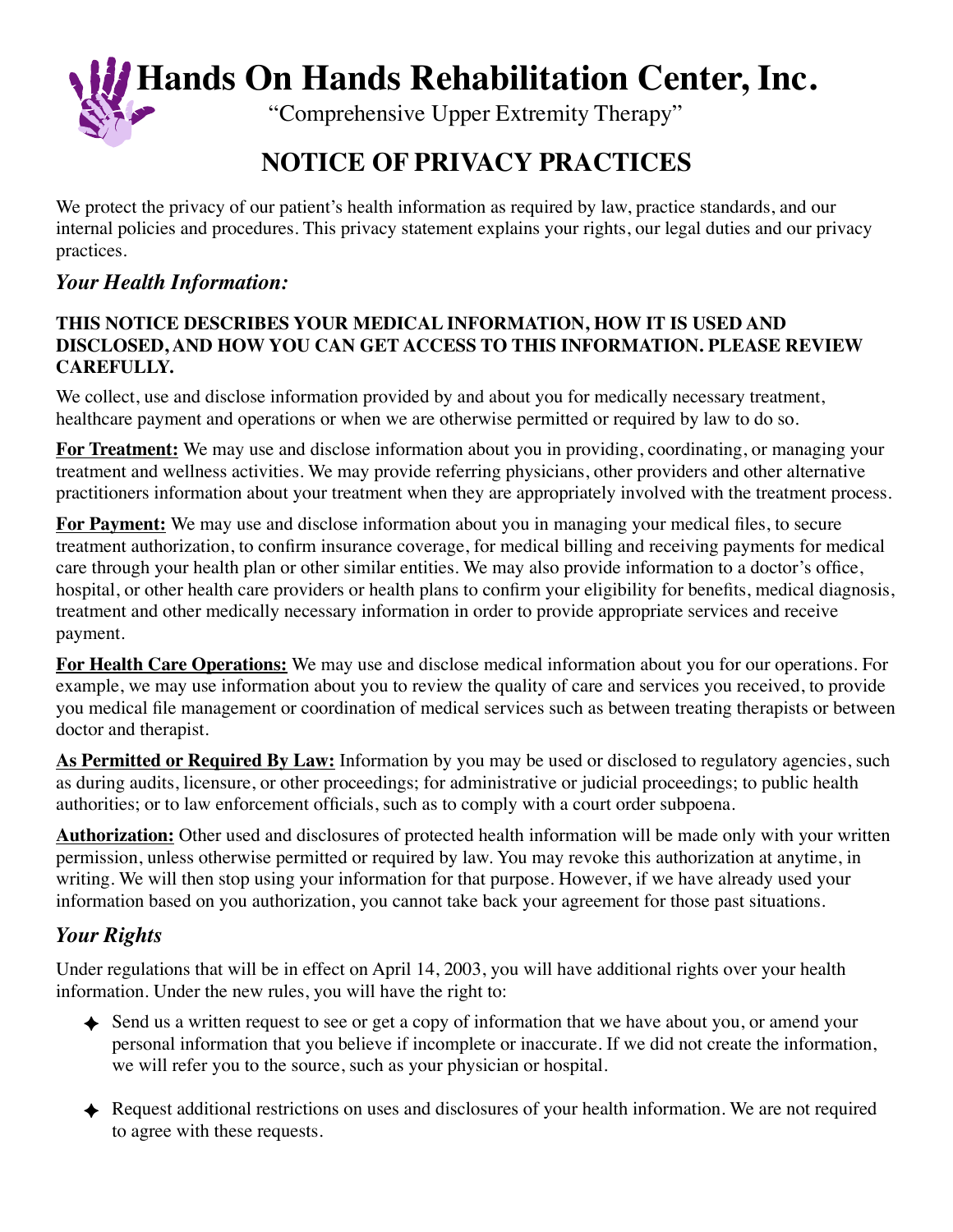# Hands On Hands Rehabilitation Center, Inc.

"Comprehensive Upper Extremity Therapy"

## NOTICE OF PRIVACY PRACTICES

We protect the privacy of our patient's health information as required by law, practice standards, and our internal policies and procedures. This privacy statement explains your rights, our legal duties and our privacy practices.

### *Your Health Information:*

**THIS NOTICE DESCRIBES YOUR MEDICAL INFORMATION, HOW IT IS USED AND DISCLOSED, AND HOW YOU CAN GET ACCESS TO THIS INFORMATION. PLEASE REVIEW CAREFULLY.**

We collect, use and disclose information provided by and about you for medically necessary treatment, healthcare payment and operations or when we are otherwise permitted or required by law to do so.

**For Treatment:** We may use and disclose information about you in providing, coordinating, or managing your treatment and wellness activities. We may provide referring physicians, other providers and other alternative practitioners information about your treatment when they are appropriately involved with the treatment process.

**For Payment:** We may use and disclose information about you in managing your medical files, to secure treatment authorization, to confirm insurance coverage, for medical billing and receiving payments for medical care through your health plan or other similar entities. We may also provide information to a doctor's office, hospital, or other health care providers or health plans to confirm your eligibility for benefits, medical diagnosis, treatment and other medically necessary information in order to provide appropriate services and receive payment.

**For Health Care Operations:** We may use and disclose medical information about you for our operations. For example, we may use information about you to review the quality of care and services you received, to provide you medical file management or coordination of medical services such as between treating therapists or between doctor and therapist.

**As Permitted or Required By Law:** Information by you may be used or disclosed to regulatory agencies, such as during audits, licensure, or other proceedings; for administrative or judicial proceedings; to public health authorities; or to law enforcement officials, such as to comply with a court order subpoena.

**Authorization:** Other used and disclosures of protected health information will be made only with your written permission, unless otherwise permitted or required by law. You may revoke this authorization at anytime, in writing. We will then stop using your information for that purpose. However, if we have already used your information based on you authorization, you cannot take back your agreement for those past situations.

### *Your Rights*

Under regulations that will be in effect on April 14, 2003, you will have additional rights over your health information. Under the new rules, you will have the right to:

- Send us a written request to see or get a copy of information that we have about you, or amend your personal information that you believe if incomplete or inaccurate. If we did not create the information, we will refer you to the source, such as your physician or hospital.

- Request additional restrictions on uses and disclosures of your health information. We are not required to agree with these requests.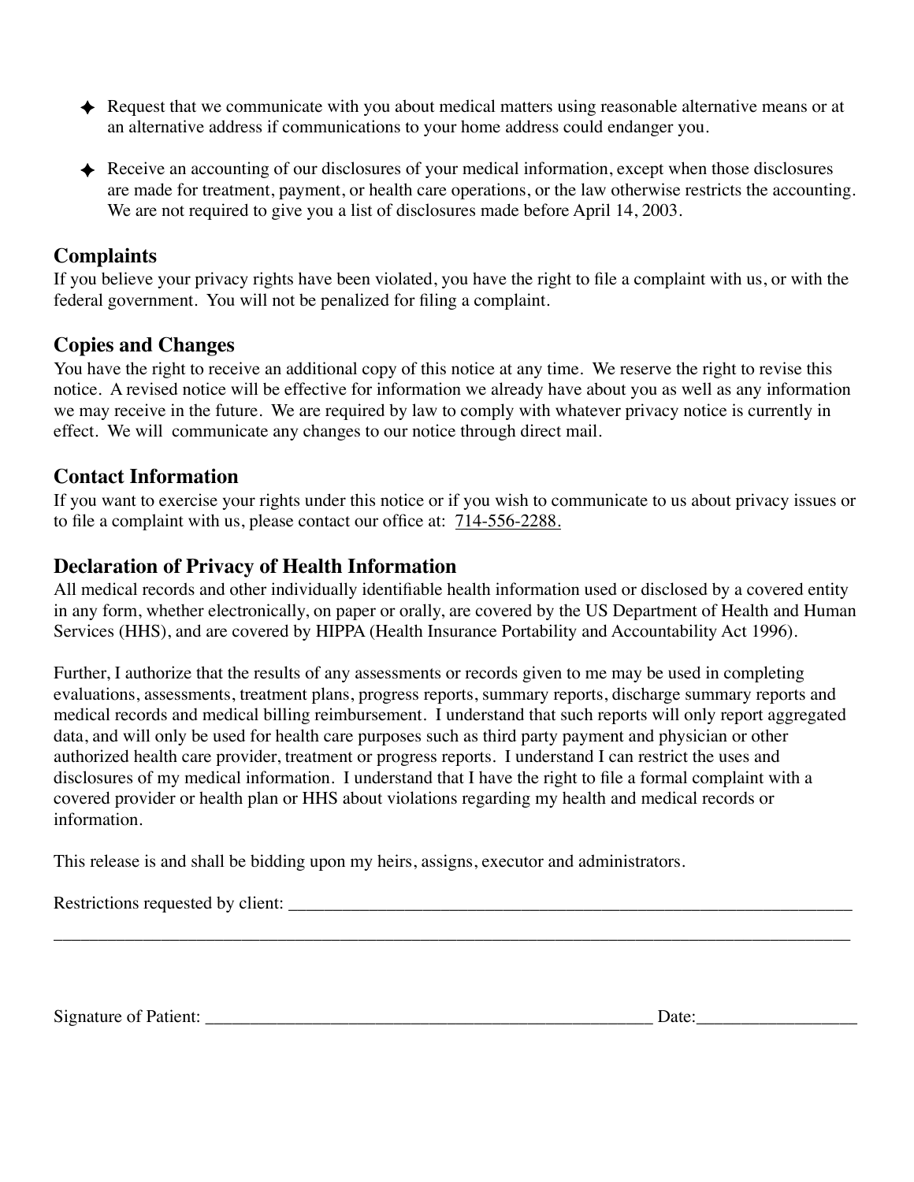- Request that we communicate with you about medical matters using reasonable alternative means or at an alternative address if communications to your home address could endanger you.

- Receive an accounting of our disclosures of your medical information, except when those disclosures are made for treatment, payment, or health care operations, or the law otherwise restricts the accounting. We are not required to give you a list of disclosures made before April 14, 2003.

## Complaints

If you believe your privacy rights have been violated, you have the right to file a complaint with us, or with the federal government. You will not be penalized for filing a complaint.

## Copies and Changes

You have the right to receive an additional copy of this notice at any time. We reserve the right to revise this notice. A revised notice will be effective for information we already have about you as well as any information we may receive in the future. We are required by law to comply with whatever privacy notice is currently in effect. We will communicate any changes to our notice through direct mail.

## Contact Information

If you want to exercise your rights under this notice or if you wish to communicate to us about privacy issues or to file a complaint with us, please contact our office at: 714-556-2288.

## Declaration of Privacy of Health Information

All medical records and other individually identifiable health information used or disclosed by a covered entity in any form, whether electronically, on paper or orally, are covered by the US Department of Health and Human Services (HHS), and are covered by HIPPA (Health Insurance Portability and Accountability Act 1996).

Further, I authorize that the results of any assessments or records given to me may be used in completing evaluations, assessments, treatment plans, progress reports, summary reports, discharge summary reports and medical records and medical billing reimbursement. I understand that such reports will only report aggregated data, and will only be used for health care purposes such as third party payment and physician or other authorized health care provider, treatment or progress reports. I understand I can restrict the uses and disclosures of my medical information. I understand that I have the right to file a formal complaint with a covered provider or health plan or HHS about violations regarding my health and medical records or information.

This release is and shall be bidding upon my heirs, assigns, executor and administrators.

Restrictions requested by client: ______________________________________________________________

______________________________________________________________________________________

Signature of Patient: ______________________________________________ Date:_______________